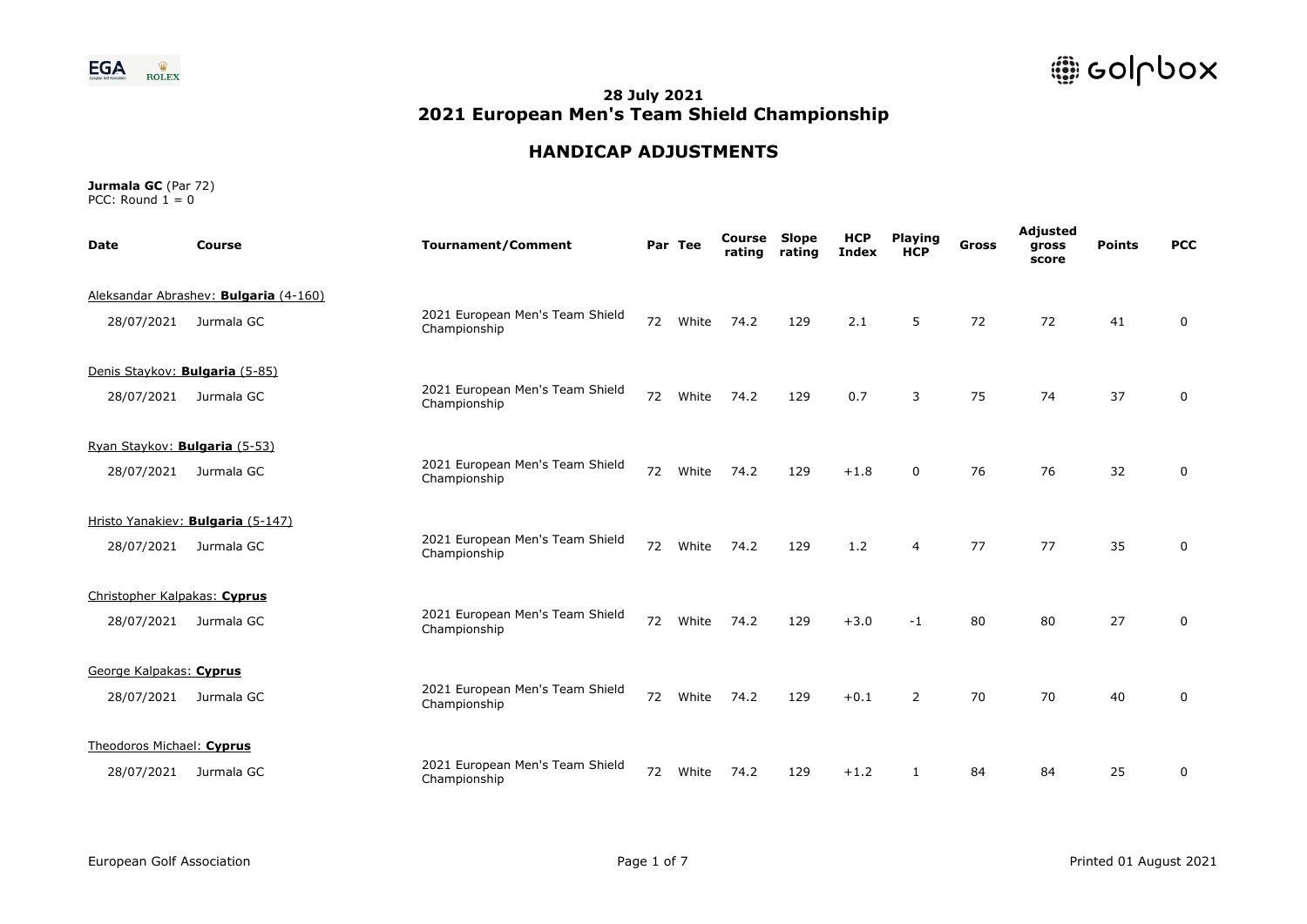## 28 July 2021
# 2021 European Men's Team Shield Championship

## HANDICAP ADJUSTMENTS

**Jurmala GC** (Par 72)
PCC: Round 1 = 0

| Date | Course | Tournament/Comment | Par | Tee | Course rating | Slope rating | HCP Index | Playing HCP | Gross | Adjusted gross score | Points | PCC |
|---|---|---|---|---|---|---|---|---|---|---|---|---|
| Aleksandar Abrashev: **Bulgaria** (4-160) | | | | | | | | | | | | |
| 28/07/2021 | Jurmala GC | 2021 European Men's Team Shield Championship | 72 | White | 74.2 | 129 | 2.1 | 5 | 72 | 72 | 41 | 0 |
| Denis Staykov: **Bulgaria** (5-85) | | | | | | | | | | | | |
| 28/07/2021 | Jurmala GC | 2021 European Men's Team Shield Championship | 72 | White | 74.2 | 129 | 0.7 | 3 | 75 | 74 | 37 | 0 |
| Ryan Staykov: **Bulgaria** (5-53) | | | | | | | | | | | | |
| 28/07/2021 | Jurmala GC | 2021 European Men's Team Shield Championship | 72 | White | 74.2 | 129 | +1.8 | 0 | 76 | 76 | 32 | 0 |
| Hristo Yanakiev: **Bulgaria** (5-147) | | | | | | | | | | | | |
| 28/07/2021 | Jurmala GC | 2021 European Men's Team Shield Championship | 72 | White | 74.2 | 129 | 1.2 | 4 | 77 | 77 | 35 | 0 |
| Christopher Kalpakas: **Cyprus** | | | | | | | | | | | | |
| 28/07/2021 | Jurmala GC | 2021 European Men's Team Shield Championship | 72 | White | 74.2 | 129 | +3.0 | -1 | 80 | 80 | 27 | 0 |
| George Kalpakas: **Cyprus** | | | | | | | | | | | | |
| 28/07/2021 | Jurmala GC | 2021 European Men's Team Shield Championship | 72 | White | 74.2 | 129 | +0.1 | 2 | 70 | 70 | 40 | 0 |
| Theodoros Michael: **Cyprus** | | | | | | | | | | | | |
| 28/07/2021 | Jurmala GC | 2021 European Men's Team Shield Championship | 72 | White | 74.2 | 129 | +1.2 | 1 | 84 | 84 | 25 | 0 |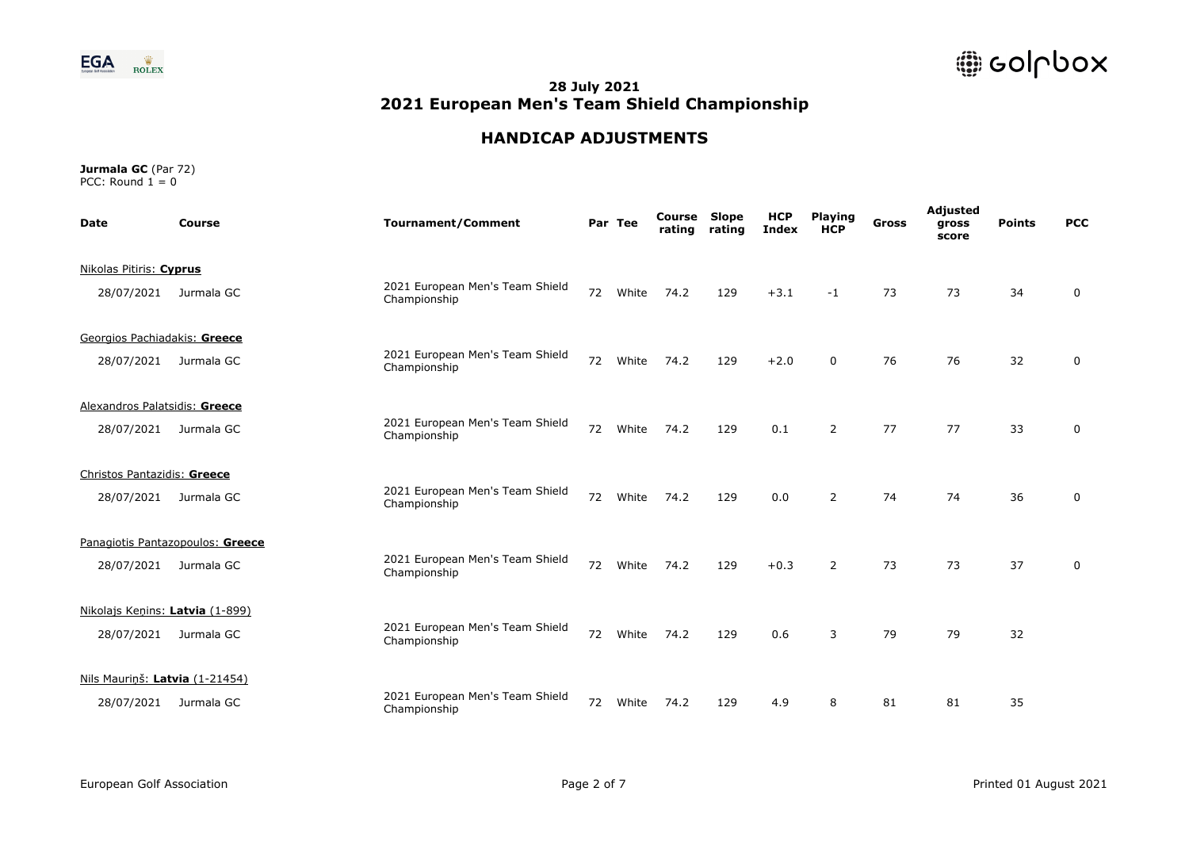**28 July 2021**
**2021 European Men's Team Shield Championship**

## HANDICAP ADJUSTMENTS

**Jurmala GC** (Par 72)
PCC: Round 1 = 0

| Date | Course | Tournament/Comment | Par | Tee | Course rating | Slope rating | HCP Index | Playing HCP | Gross | Adjusted gross score | Points | PCC |
|---|---|---|---|---|---|---|---|---|---|---|---|---|
| Nikolas Pitiris: **Cyprus** | | | | | | | | | | | | |
| 28/07/2021 | Jurmala GC | 2021 European Men's Team Shield Championship | 72 | White | 74.2 | 129 | +3.1 | -1 | 73 | 73 | 34 | 0 |
| Georgios Pachiadakis: **Greece** | | | | | | | | | | | | |
| 28/07/2021 | Jurmala GC | 2021 European Men's Team Shield Championship | 72 | White | 74.2 | 129 | +2.0 | 0 | 76 | 76 | 32 | 0 |
| Alexandros Palatsidis: **Greece** | | | | | | | | | | | | |
| 28/07/2021 | Jurmala GC | 2021 European Men's Team Shield Championship | 72 | White | 74.2 | 129 | 0.1 | 2 | 77 | 77 | 33 | 0 |
| Christos Pantazidis: **Greece** | | | | | | | | | | | | |
| 28/07/2021 | Jurmala GC | 2021 European Men's Team Shield Championship | 72 | White | 74.2 | 129 | 0.0 | 2 | 74 | 74 | 36 | 0 |
| Panagiotis Pantazopoulos: **Greece** | | | | | | | | | | | | |
| 28/07/2021 | Jurmala GC | 2021 European Men's Team Shield Championship | 72 | White | 74.2 | 129 | +0.3 | 2 | 73 | 73 | 37 | 0 |
| Nikolajs Keņins: **Latvia** (1-899) | | | | | | | | | | | | |
| 28/07/2021 | Jurmala GC | 2021 European Men's Team Shield Championship | 72 | White | 74.2 | 129 | 0.6 | 3 | 79 | 79 | 32 | |
| Nils Mauriņš: **Latvia** (1-21454) | | | | | | | | | | | | |
| 28/07/2021 | Jurmala GC | 2021 European Men's Team Shield Championship | 72 | White | 74.2 | 129 | 4.9 | 8 | 81 | 81 | 35 | |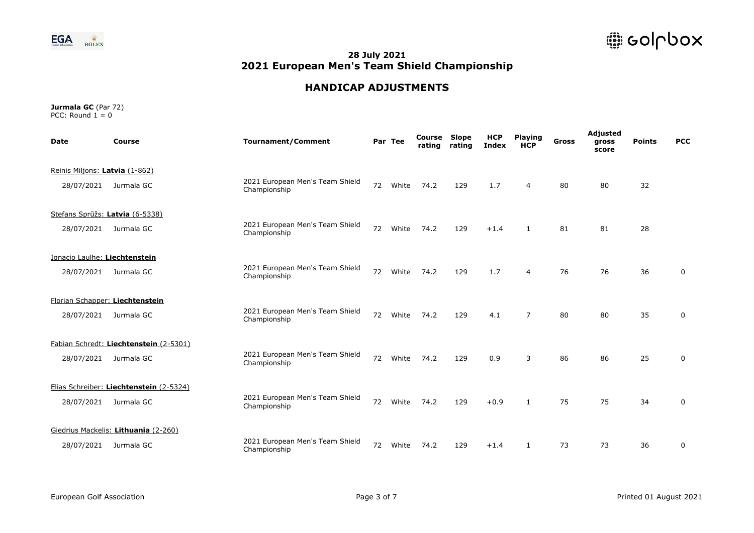**28 July 2021**
**2021 European Men's Team Shield Championship**

## HANDICAP ADJUSTMENTS

**Jurmala GC** (Par 72)
PCC: Round 1 = 0

| Date | Course | Tournament/Comment | Par | Tee | Course rating | Slope rating | HCP Index | Playing HCP | Gross | Adjusted gross score | Points | PCC |
|---|---|---|---|---|---|---|---|---|---|---|---|---|
| Reinis Miljons: **Latvia** (1-862) | | | | | | | | | | | | |
| 28/07/2021 | Jurmala GC | 2021 European Men's Team Shield Championship | 72 | White | 74.2 | 129 | 1.7 | 4 | 80 | 80 | 32 | |
| Stefans Sprūžs: **Latvia** (6-5338) | | | | | | | | | | | | |
| 28/07/2021 | Jurmala GC | 2021 European Men's Team Shield Championship | 72 | White | 74.2 | 129 | +1.4 | 1 | 81 | 81 | 28 | |
| Ignacio Laulhe: **Liechtenstein** | | | | | | | | | | | | |
| 28/07/2021 | Jurmala GC | 2021 European Men's Team Shield Championship | 72 | White | 74.2 | 129 | 1.7 | 4 | 76 | 76 | 36 | 0 |
| Florian Schapper: **Liechtenstein** | | | | | | | | | | | | |
| 28/07/2021 | Jurmala GC | 2021 European Men's Team Shield Championship | 72 | White | 74.2 | 129 | 4.1 | 7 | 80 | 80 | 35 | 0 |
| Fabian Schredt: **Liechtenstein** (2-5301) | | | | | | | | | | | | |
| 28/07/2021 | Jurmala GC | 2021 European Men's Team Shield Championship | 72 | White | 74.2 | 129 | 0.9 | 3 | 86 | 86 | 25 | 0 |
| Elias Schreiber: **Liechtenstein** (2-5324) | | | | | | | | | | | | |
| 28/07/2021 | Jurmala GC | 2021 European Men's Team Shield Championship | 72 | White | 74.2 | 129 | +0.9 | 1 | 75 | 75 | 34 | 0 |
| Giedrius Mackelis: **Lithuania** (2-260) | | | | | | | | | | | | |
| 28/07/2021 | Jurmala GC | 2021 European Men's Team Shield Championship | 72 | White | 74.2 | 129 | +1.4 | 1 | 73 | 73 | 36 | 0 |

European Golf Association

Printed 01 August 2021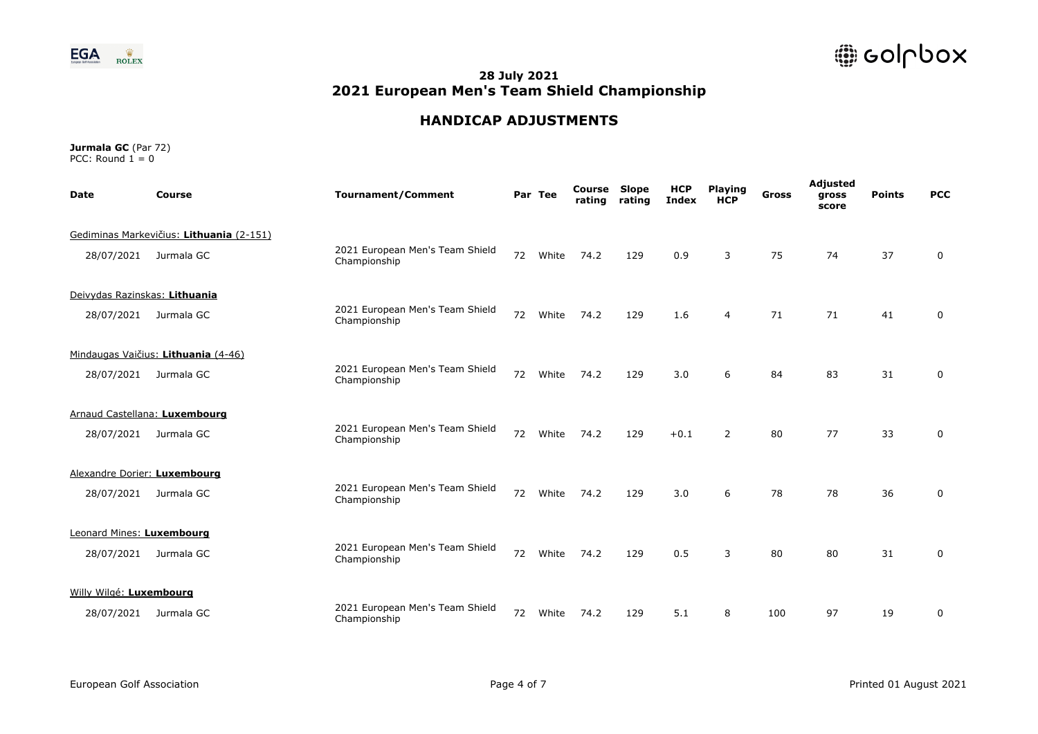**28 July 2021**
## 2021 European Men's Team Shield Championship

## HANDICAP ADJUSTMENTS

**Jurmala GC** (Par 72)
PCC: Round 1 = 0

| Date | Course | Tournament/Comment | Par | Tee | Course rating | Slope rating | HCP Index | Playing HCP | Gross | Adjusted gross score | Points | PCC |
|---|---|---|---|---|---|---|---|---|---|---|---|---|
| Gediminas Markevičius: **Lithuania** (2-151) | | | | | | | | | | | | |
| 28/07/2021 | Jurmala GC | 2021 European Men's Team Shield Championship | 72 | White | 74.2 | 129 | 0.9 | 3 | 75 | 74 | 37 | 0 |
| Deivydas Razinskas: **Lithuania** | | | | | | | | | | | | |
| 28/07/2021 | Jurmala GC | 2021 European Men's Team Shield Championship | 72 | White | 74.2 | 129 | 1.6 | 4 | 71 | 71 | 41 | 0 |
| Mindaugas Vaičius: **Lithuania** (4-46) | | | | | | | | | | | | |
| 28/07/2021 | Jurmala GC | 2021 European Men's Team Shield Championship | 72 | White | 74.2 | 129 | 3.0 | 6 | 84 | 83 | 31 | 0 |
| Arnaud Castellana: **Luxembourg** | | | | | | | | | | | | |
| 28/07/2021 | Jurmala GC | 2021 European Men's Team Shield Championship | 72 | White | 74.2 | 129 | +0.1 | 2 | 80 | 77 | 33 | 0 |
| Alexandre Dorier: **Luxembourg** | | | | | | | | | | | | |
| 28/07/2021 | Jurmala GC | 2021 European Men's Team Shield Championship | 72 | White | 74.2 | 129 | 3.0 | 6 | 78 | 78 | 36 | 0 |
| Leonard Mines: **Luxembourg** | | | | | | | | | | | | |
| 28/07/2021 | Jurmala GC | 2021 European Men's Team Shield Championship | 72 | White | 74.2 | 129 | 0.5 | 3 | 80 | 80 | 31 | 0 |
| Willy Wilgé: **Luxembourg** | | | | | | | | | | | | |
| 28/07/2021 | Jurmala GC | 2021 European Men's Team Shield Championship | 72 | White | 74.2 | 129 | 5.1 | 8 | 100 | 97 | 19 | 0 |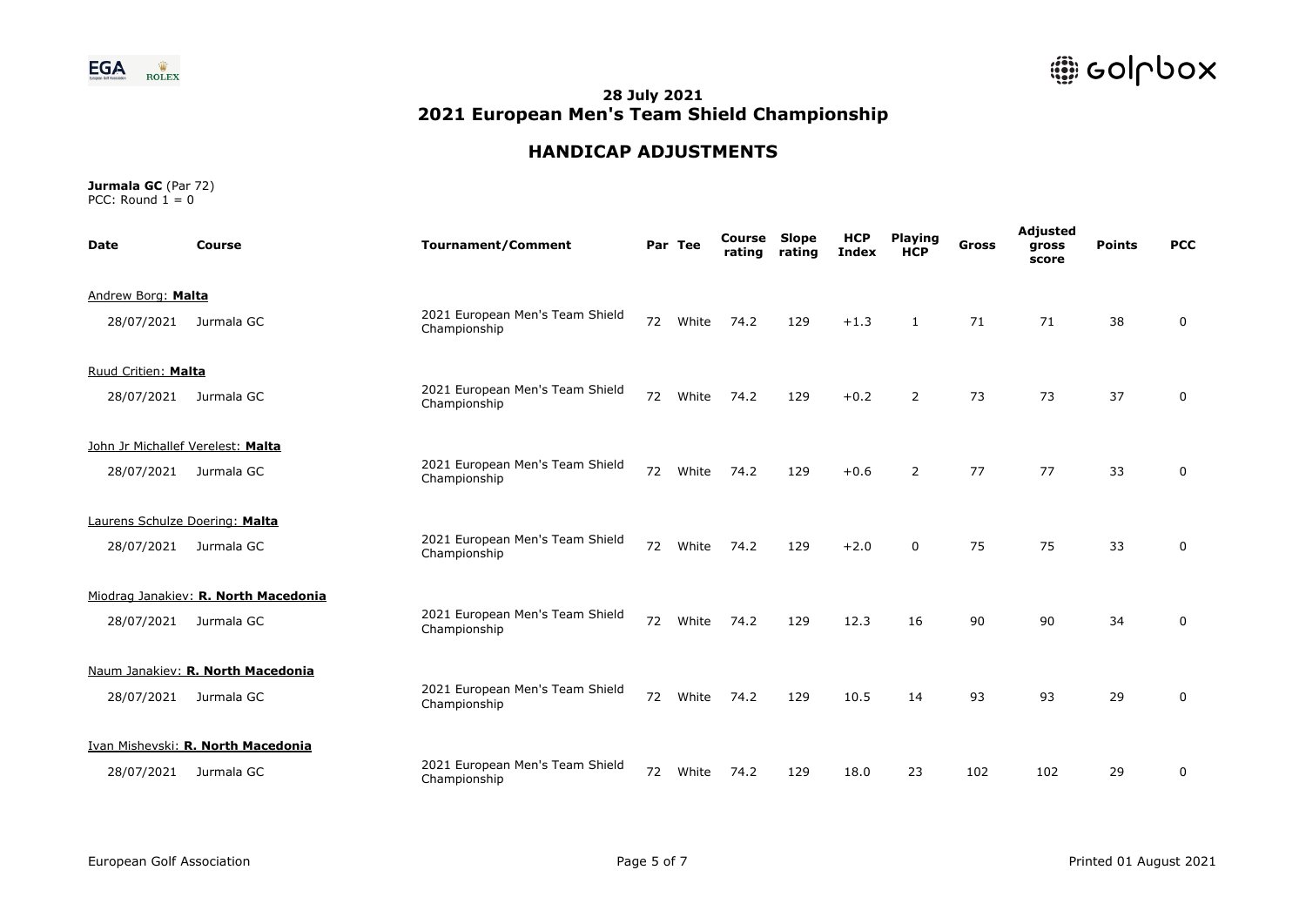**28 July 2021**
**2021 European Men's Team Shield Championship**

## HANDICAP ADJUSTMENTS

**Jurmala GC** (Par 72)
PCC: Round 1 = 0

| Date | Course | Tournament/Comment | Par | Tee | Course rating | Slope rating | HCP Index | Playing HCP | Gross | Adjusted gross score | Points | PCC |
|---|---|---|---|---|---|---|---|---|---|---|---|---|
| Andrew Borg: **Malta** | | | | | | | | | | | | |
| 28/07/2021 | Jurmala GC | 2021 European Men's Team Shield Championship | 72 | White | 74.2 | 129 | +1.3 | 1 | 71 | 71 | 38 | 0 |
| Ruud Critien: **Malta** | | | | | | | | | | | | |
| 28/07/2021 | Jurmala GC | 2021 European Men's Team Shield Championship | 72 | White | 74.2 | 129 | +0.2 | 2 | 73 | 73 | 37 | 0 |
| John Jr Michallef Verelest: **Malta** | | | | | | | | | | | | |
| 28/07/2021 | Jurmala GC | 2021 European Men's Team Shield Championship | 72 | White | 74.2 | 129 | +0.6 | 2 | 77 | 77 | 33 | 0 |
| Laurens Schulze Doering: **Malta** | | | | | | | | | | | | |
| 28/07/2021 | Jurmala GC | 2021 European Men's Team Shield Championship | 72 | White | 74.2 | 129 | +2.0 | 0 | 75 | 75 | 33 | 0 |
| Miodrag Janakiev: **R. North Macedonia** | | | | | | | | | | | | |
| 28/07/2021 | Jurmala GC | 2021 European Men's Team Shield Championship | 72 | White | 74.2 | 129 | 12.3 | 16 | 90 | 90 | 34 | 0 |
| Naum Janakiev: **R. North Macedonia** | | | | | | | | | | | | |
| 28/07/2021 | Jurmala GC | 2021 European Men's Team Shield Championship | 72 | White | 74.2 | 129 | 10.5 | 14 | 93 | 93 | 29 | 0 |
| Ivan Mishevski: **R. North Macedonia** | | | | | | | | | | | | |
| 28/07/2021 | Jurmala GC | 2021 European Men's Team Shield Championship | 72 | White | 74.2 | 129 | 18.0 | 23 | 102 | 102 | 29 | 0 |

European Golf Association

Printed 01 August 2021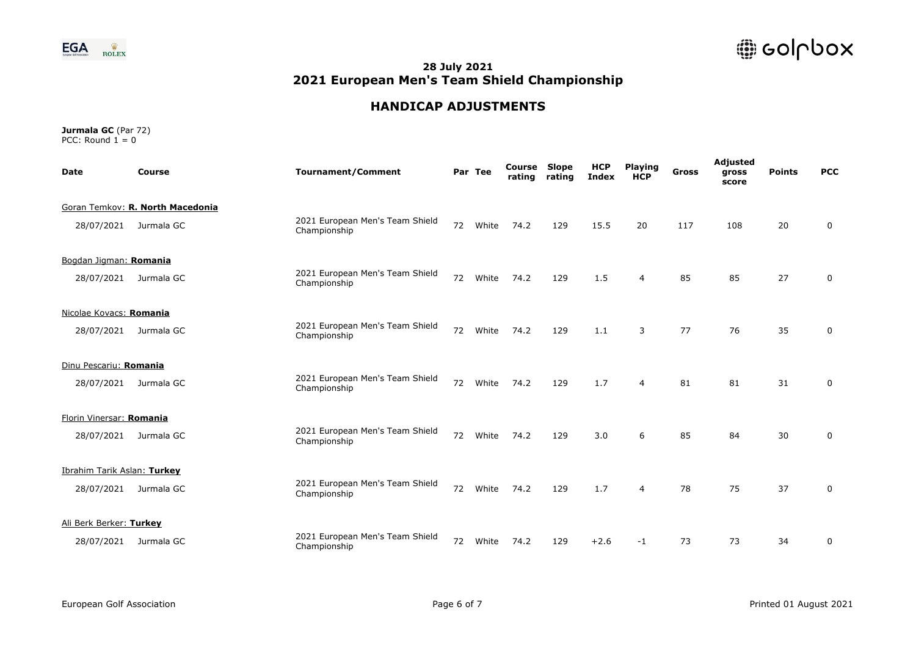**28 July 2021**
**2021 European Men's Team Shield Championship**

## HANDICAP ADJUSTMENTS

**Jurmala GC** (Par 72)
PCC: Round 1 = 0

| Date | Course | Tournament/Comment | Par | Tee | Course rating | Slope rating | HCP Index | Playing HCP | Gross | Adjusted gross score | Points | PCC |
|---|---|---|---|---|---|---|---|---|---|---|---|---|
| Goran Temkov: **R. North Macedonia** | | | | | | | | | | | | |
| 28/07/2021 | Jurmala GC | 2021 European Men's Team Shield Championship | 72 | White | 74.2 | 129 | 15.5 | 20 | 117 | 108 | 20 | 0 |
| Bogdan Jigman: **Romania** | | | | | | | | | | | | |
| 28/07/2021 | Jurmala GC | 2021 European Men's Team Shield Championship | 72 | White | 74.2 | 129 | 1.5 | 4 | 85 | 85 | 27 | 0 |
| Nicolae Kovacs: **Romania** | | | | | | | | | | | | |
| 28/07/2021 | Jurmala GC | 2021 European Men's Team Shield Championship | 72 | White | 74.2 | 129 | 1.1 | 3 | 77 | 76 | 35 | 0 |
| Dinu Pescariu: **Romania** | | | | | | | | | | | | |
| 28/07/2021 | Jurmala GC | 2021 European Men's Team Shield Championship | 72 | White | 74.2 | 129 | 1.7 | 4 | 81 | 81 | 31 | 0 |
| Florin Vinersar: **Romania** | | | | | | | | | | | | |
| 28/07/2021 | Jurmala GC | 2021 European Men's Team Shield Championship | 72 | White | 74.2 | 129 | 3.0 | 6 | 85 | 84 | 30 | 0 |
| Ibrahim Tarik Aslan: **Turkey** | | | | | | | | | | | | |
| 28/07/2021 | Jurmala GC | 2021 European Men's Team Shield Championship | 72 | White | 74.2 | 129 | 1.7 | 4 | 78 | 75 | 37 | 0 |
| Ali Berk Berker: **Turkey** | | | | | | | | | | | | |
| 28/07/2021 | Jurmala GC | 2021 European Men's Team Shield Championship | 72 | White | 74.2 | 129 | +2.6 | -1 | 73 | 73 | 34 | 0 |

European Golf Association

Printed 01 August 2021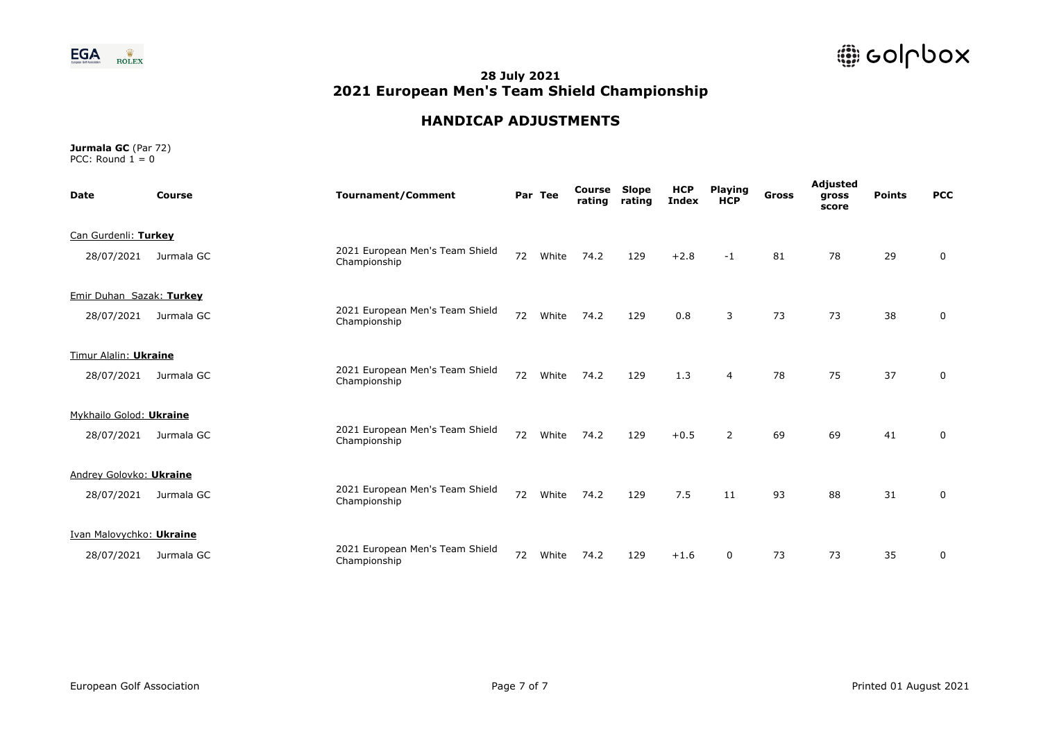## 28 July 2021
## 2021 European Men's Team Shield Championship

### HANDICAP ADJUSTMENTS

**Jurmala GC** (Par 72)
PCC: Round 1 = 0

| Date | Course | Tournament/Comment | Par | Tee | Course rating | Slope rating | HCP Index | Playing HCP | Gross | Adjusted gross score | Points | PCC |
|---|---|---|---|---|---|---|---|---|---|---|---|---|
| Can Gurdenli: **Turkey** | | | | | | | | | | | | |
| 28/07/2021 | Jurmala GC | 2021 European Men's Team Shield Championship | 72 | White | 74.2 | 129 | +2.8 | -1 | 81 | 78 | 29 | 0 |
| Emir Duhan Sazak: **Turkey** | | | | | | | | | | | | |
| 28/07/2021 | Jurmala GC | 2021 European Men's Team Shield Championship | 72 | White | 74.2 | 129 | 0.8 | 3 | 73 | 73 | 38 | 0 |
| Timur Alalin: **Ukraine** | | | | | | | | | | | | |
| 28/07/2021 | Jurmala GC | 2021 European Men's Team Shield Championship | 72 | White | 74.2 | 129 | 1.3 | 4 | 78 | 75 | 37 | 0 |
| Mykhailo Golod: **Ukraine** | | | | | | | | | | | | |
| 28/07/2021 | Jurmala GC | 2021 European Men's Team Shield Championship | 72 | White | 74.2 | 129 | +0.5 | 2 | 69 | 69 | 41 | 0 |
| Andrey Golovko: **Ukraine** | | | | | | | | | | | | |
| 28/07/2021 | Jurmala GC | 2021 European Men's Team Shield Championship | 72 | White | 74.2 | 129 | 7.5 | 11 | 93 | 88 | 31 | 0 |
| Ivan Malovychko: **Ukraine** | | | | | | | | | | | | |
| 28/07/2021 | Jurmala GC | 2021 European Men's Team Shield Championship | 72 | White | 74.2 | 129 | +1.6 | 0 | 73 | 73 | 35 | 0 |

European Golf Association

Printed 01 August 2021